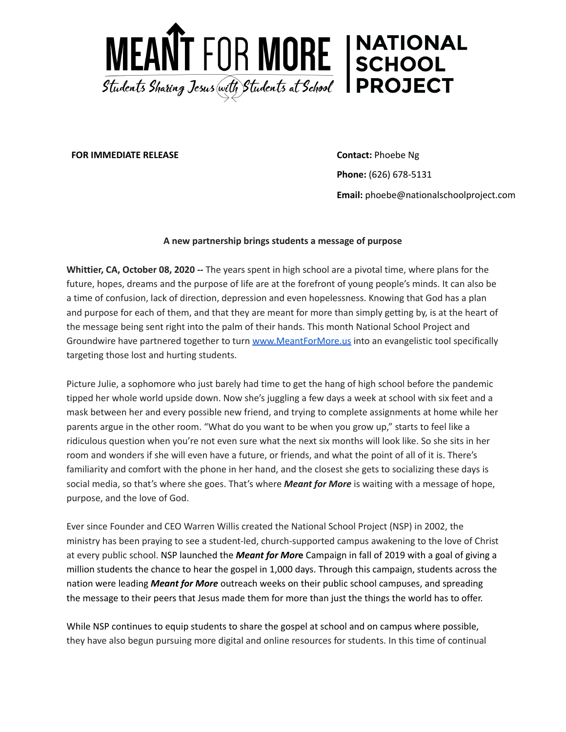MEANT FOR MORE | NATIONAL SCHOOL PROJECT

*Students Sharing Jesus with Students at School*

**FOR IMMEDIATE RELEASE**

**Contact:** Phoebe Ng

**Phone:** (626) 678-5131

**Email:** phoebe@nationalschoolproject.com

**A new partnership brings students a message of purpose**

**Whittier, CA, October 08, 2020 --** The years spent in high school are a pivotal time, where plans for the future, hopes, dreams and the purpose of life are at the forefront of young people's minds. It can also be a time of confusion, lack of direction, depression and even hopelessness. Knowing that God has a plan and purpose for each of them, and that they are meant for more than simply getting by, is at the heart of the message being sent right into the palm of their hands. This month National School Project and Groundwire have partnered together to turn [www.MeantForMore.us](http://www.MeantForMore.us) into an evangelistic tool specifically targeting those lost and hurting students.

Picture Julie, a sophomore who just barely had time to get the hang of high school before the pandemic tipped her whole world upside down. Now she's juggling a few days a week at school with six feet and a mask between her and every possible new friend, and trying to complete assignments at home while her parents argue in the other room. "What do you want to be when you grow up," starts to feel like a ridiculous question when you're not even sure what the next six months will look like. So she sits in her room and wonders if she will even have a future, or friends, and what the point of all of it is. There's familiarity and comfort with the phone in her hand, and the closest she gets to socializing these days is social media, so that's where she goes. That's where ***Meant for More*** is waiting with a message of hope, purpose, and the love of God.

Ever since Founder and CEO Warren Willis created the National School Project (NSP) in 2002, the ministry has been praying to see a student-led, church-supported campus awakening to the love of Christ at every public school. NSP launched the ***Meant for More*** Campaign in fall of 2019 with a goal of giving a million students the chance to hear the gospel in 1,000 days. Through this campaign, students across the nation were leading ***Meant for More*** outreach weeks on their public school campuses, and spreading the message to their peers that Jesus made them for more than just the things the world has to offer.

While NSP continues to equip students to share the gospel at school and on campus where possible, they have also begun pursuing more digital and online resources for students. In this time of continual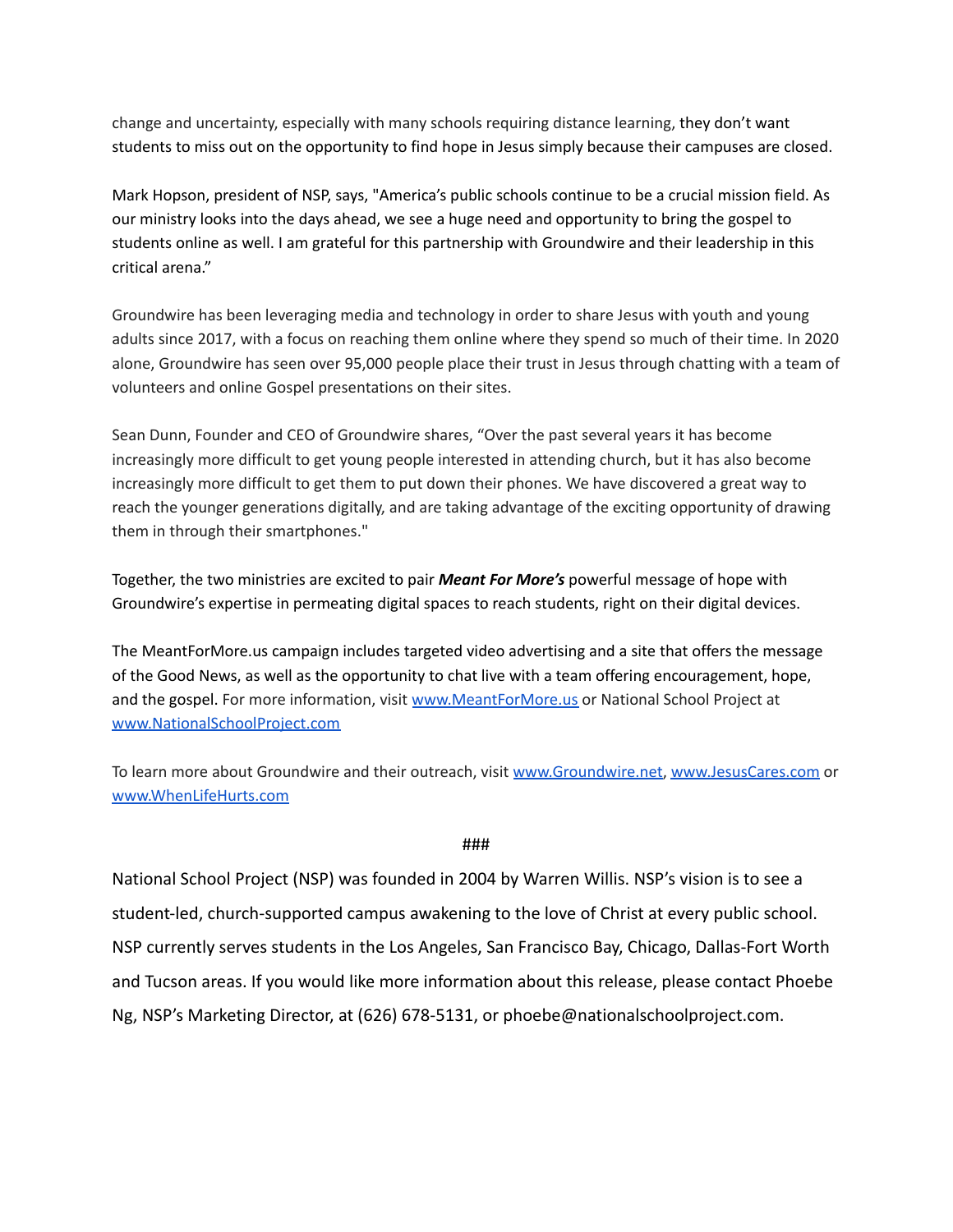change and uncertainty, especially with many schools requiring distance learning, they don't want students to miss out on the opportunity to find hope in Jesus simply because their campuses are closed.

Mark Hopson, president of NSP, says, "America's public schools continue to be a crucial mission field. As our ministry looks into the days ahead, we see a huge need and opportunity to bring the gospel to students online as well. I am grateful for this partnership with Groundwire and their leadership in this critical arena."

Groundwire has been leveraging media and technology in order to share Jesus with youth and young adults since 2017, with a focus on reaching them online where they spend so much of their time. In 2020 alone, Groundwire has seen over 95,000 people place their trust in Jesus through chatting with a team of volunteers and online Gospel presentations on their sites.

Sean Dunn, Founder and CEO of Groundwire shares, "Over the past several years it has become increasingly more difficult to get young people interested in attending church, but it has also become increasingly more difficult to get them to put down their phones. We have discovered a great way to reach the younger generations digitally, and are taking advantage of the exciting opportunity of drawing them in through their smartphones."

Together, the two ministries are excited to pair ***Meant For More's*** powerful message of hope with Groundwire's expertise in permeating digital spaces to reach students, right on their digital devices.

The MeantForMore.us campaign includes targeted video advertising and a site that offers the message of the Good News, as well as the opportunity to chat live with a team offering encouragement, hope, and the gospel. For more information, visit [www.MeantForMore.us](http://www.MeantForMore.us) or National School Project at [www.NationalSchoolProject.com](http://www.NationalSchoolProject.com)

To learn more about Groundwire and their outreach, visit [www.Groundwire.net](http://www.Groundwire.net), [www.JesusCares.com](http://www.JesusCares.com) or [www.WhenLifeHurts.com](http://www.WhenLifeHurts.com)

###

National School Project (NSP) was founded in 2004 by Warren Willis. NSP's vision is to see a student-led, church-supported campus awakening to the love of Christ at every public school. NSP currently serves students in the Los Angeles, San Francisco Bay, Chicago, Dallas-Fort Worth and Tucson areas. If you would like more information about this release, please contact Phoebe Ng, NSP's Marketing Director, at (626) 678-5131, or phoebe@nationalschoolproject.com.